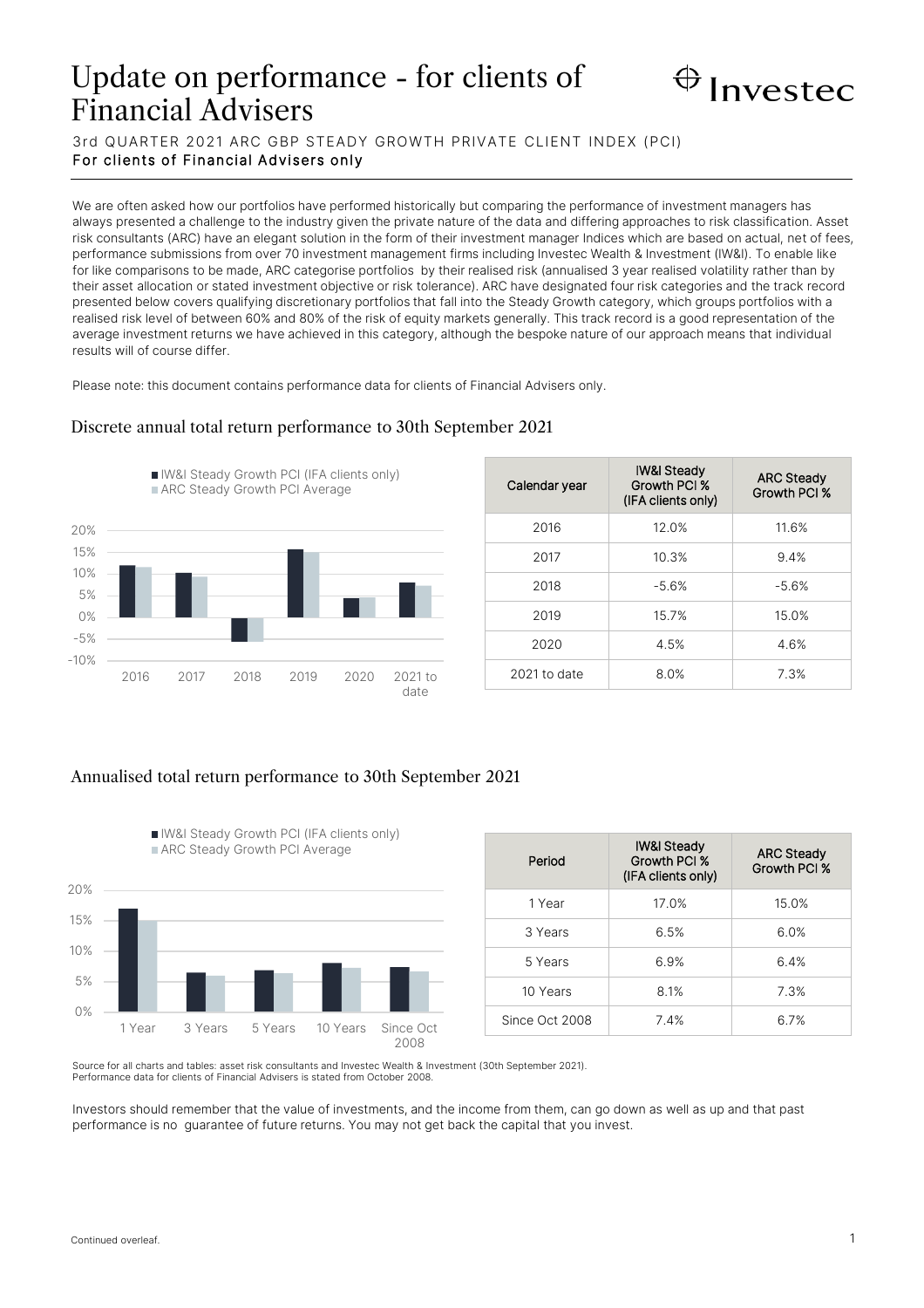# Update on performance - for clients of Financial Advisers

Investec

3rd QUARTER 2021 ARC GBP STEADY GROWTH PRIVATE CLIENT INDEX (PCI)

**For clients of Financial Advisers only**

We are often asked how our portfolios have performed historically but comparing the performance of investment managers has always presented a challenge to the industry given the private nature of the data and differing approaches to risk classification. Asset risk consultants (ARC) have an elegant solution in the form of their investment manager Indices which are based on actual, net of fees, performance submissions from over 70 investment management firms including Investec Wealth & Investment (IW&I). To enable like for like comparisons to be made, ARC categorise portfolios by their realised risk (annualised 3 year realised volatility rather than by their asset allocation or stated investment objective or risk tolerance). ARC have designated four risk categories and the track record presented below covers qualifying discretionary portfolios that fall into the Steady Growth category, which groups portfolios with a realised risk level of between 60% and 80% of the risk of equity markets generally. This track record is a good representation of the average investment returns we have achieved in this category, although the bespoke nature of our approach means that individual results will of course differ.

Please note: this document contains performance data for clients of Financial Advisers only.

## Discrete annual total return performance to 30th September 2021

| Calendar year | IW&I Steady Growth PCI % (IFA clients only) | ARC Steady Growth PCI % |
|---|---|---|
| 2016 | 12.0% | 11.6% |
| 2017 | 10.3% | 9.4% |
| 2018 | -5.6% | -5.6% |
| 2019 | 15.7% | 15.0% |
| 2020 | 4.5% | 4.6% |
| 2021 to date | 8.0% | 7.3% |

## Annualised total return performance to 30th September 2021

| Period | IW&I Steady Growth PCI % (IFA clients only) | ARC Steady Growth PCI % |
|---|---|---|
| 1 Year | 17.0% | 15.0% |
| 3 Years | 6.5% | 6.0% |
| 5 Years | 6.9% | 6.4% |
| 10 Years | 8.1% | 7.3% |
| Since Oct 2008 | 7.4% | 6.7% |

Source for all charts and tables: asset risk consultants and Investec Wealth & Investment (30th September 2021).
Performance data for clients of Financial Advisers is stated from October 2008.

Investors should remember that the value of investments, and the income from them, can go down as well as up and that past performance is no guarantee of future returns. You may not get back the capital that you invest.

Continued overleaf.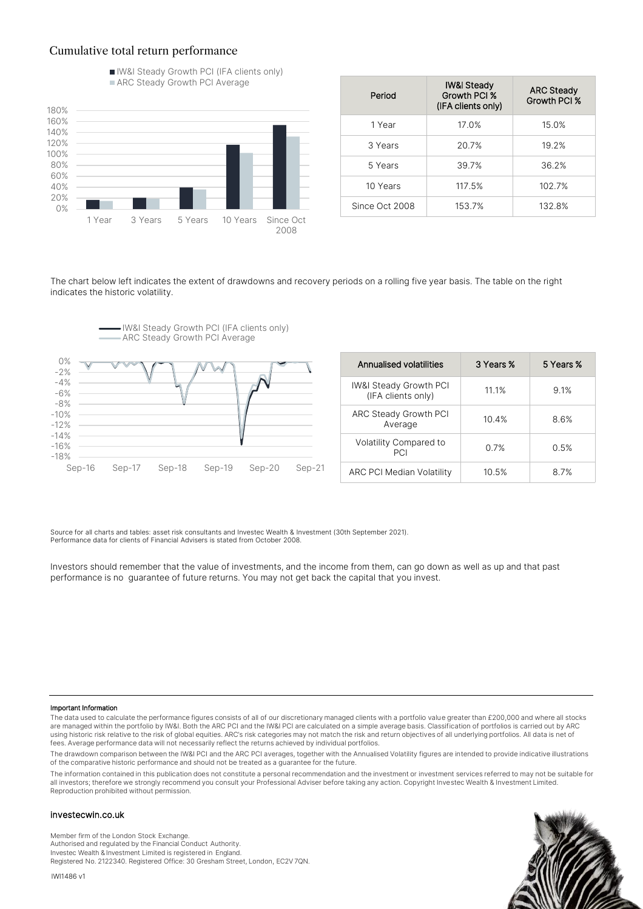## Cumulative total return performance

■ IW&I Steady Growth PCI (IFA clients only)
■ ARC Steady Growth PCI Average

180%
160%
140%
120%
100%
80%
60%
40%
20%
0%

1 Year
3 Years
5 Years
10 Years
Since Oct 2008

| Period | IW&I Steady Growth PCI % (IFA clients only) | ARC Steady Growth PCI % |
|---|---|---|
| 1 Year | 17.0% | 15.0% |
| 3 Years | 20.7% | 19.2% |
| 5 Years | 39.7% | 36.2% |
| 10 Years | 117.5% | 102.7% |
| Since Oct 2008 | 153.7% | 132.8% |

The chart below left indicates the extent of drawdowns and recovery periods on a rolling five year basis. The table on the right indicates the historic volatility.

IW&I Steady Growth PCI (IFA clients only)
ARC Steady Growth PCI Average

0%
-2%
-4%
-6%
-8%
-10%
-12%
-14%
-16%
-18%

Sep-16
Sep-17
Sep-18
Sep-19
Sep-20
Sep-21

| Annualised volatilities | 3 Years % | 5 Years % |
|---|---|---|
| IW&I Steady Growth PCI (IFA clients only) | 11.1% | 9.1% |
| ARC Steady Growth PCI Average | 10.4% | 8.6% |
| Volatility Compared to PCI | 0.7% | 0.5% |
| ARC PCI Median Volatility | 10.5% | 8.7% |

Source for all charts and tables: asset risk consultants and Investec Wealth & Investment (30th September 2021).
Performance data for clients of Financial Advisers is stated from October 2008.

Investors should remember that the value of investments, and the income from them, can go down as well as up and that past performance is no guarantee of future returns. You may not get back the capital that you invest.

**Important Information**

The data used to calculate the performance figures consists of all of our discretionary managed clients with a portfolio value greater than £200,000 and where all stocks are managed within the portfolio by IW&I. Both the ARC PCI and the IW&I PCI are calculated on a simple average basis. Classification of portfolios is carried out by ARC using historic risk relative to the risk of global equities. ARC's risk categories may not match the risk and return objectives of all underlying portfolios. All data is net of fees. Average performance data will not necessarily reflect the returns achieved by individual portfolios.

The drawdown comparison between the IW&I PCI and the ARC PCI averages, together with the Annualised Volatility figures are intended to provide indicative illustrations of the comparative historic performance and should not be treated as a guarantee for the future.

The information contained in this publication does not constitute a personal recommendation and the investment or investment services referred to may not be suitable for all investors; therefore we strongly recommend you consult your Professional Adviser before taking any action. Copyright Investec Wealth & Investment Limited. Reproduction prohibited without permission.

**investecwin.co.uk**

Member firm of the London Stock Exchange.
Authorised and regulated by the Financial Conduct Authority.
Investec Wealth & Investment Limited is registered in England.
Registered No. 2122340. Registered Office: 30 Gresham Street, London, EC2V 7QN.

IWI1486 v1